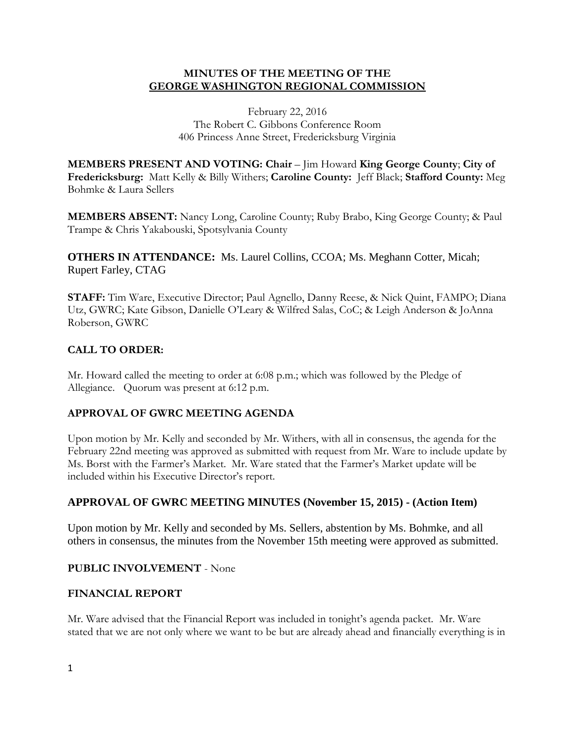**MINUTES OF THE MEETING OF THE**
**GEORGE WASHINGTON REGIONAL COMMISSION**

February 22, 2016
The Robert C. Gibbons Conference Room
406 Princess Anne Street, Fredericksburg Virginia

**MEMBERS PRESENT AND VOTING: Chair** – Jim Howard **King George County**; **City of Fredericksburg:** Matt Kelly & Billy Withers; **Caroline County:** Jeff Black; **Stafford County:** Meg Bohmke & Laura Sellers

**MEMBERS ABSENT:** Nancy Long, Caroline County; Ruby Brabo, King George County; & Paul Trampe & Chris Yakabouski, Spotsylvania County

**OTHERS IN ATTENDANCE:** Ms. Laurel Collins, CCOA; Ms. Meghann Cotter, Micah; Rupert Farley, CTAG

**STAFF:** Tim Ware, Executive Director; Paul Agnello, Danny Reese, & Nick Quint, FAMPO; Diana Utz, GWRC; Kate Gibson, Danielle O'Leary & Wilfred Salas, CoC; & Leigh Anderson & JoAnna Roberson, GWRC

**CALL TO ORDER:**

Mr. Howard called the meeting to order at 6:08 p.m.; which was followed by the Pledge of Allegiance. Quorum was present at 6:12 p.m.

**APPROVAL OF GWRC MEETING AGENDA**

Upon motion by Mr. Kelly and seconded by Mr. Withers, with all in consensus, the agenda for the February 22nd meeting was approved as submitted with request from Mr. Ware to include update by Ms. Borst with the Farmer's Market. Mr. Ware stated that the Farmer's Market update will be included within his Executive Director's report.

**APPROVAL OF GWRC MEETING MINUTES (November 15, 2015) - (Action Item)**

Upon motion by Mr. Kelly and seconded by Ms. Sellers, abstention by Ms. Bohmke, and all others in consensus, the minutes from the November 15th meeting were approved as submitted.

**PUBLIC INVOLVEMENT** - None

**FINANCIAL REPORT**

Mr. Ware advised that the Financial Report was included in tonight's agenda packet. Mr. Ware stated that we are not only where we want to be but are already ahead and financially everything is in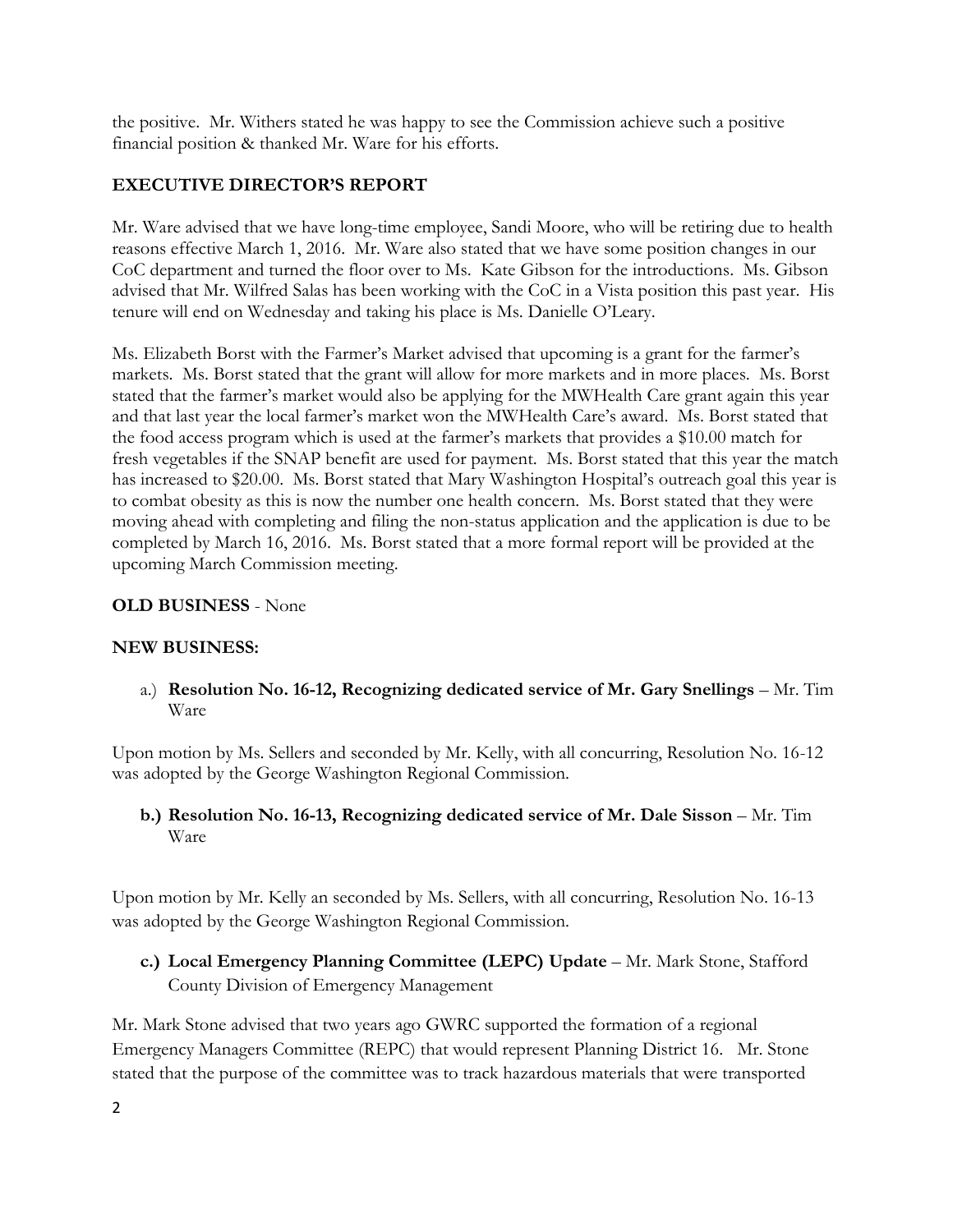the positive. Mr. Withers stated he was happy to see the Commission achieve such a positive financial position & thanked Mr. Ware for his efforts.

## EXECUTIVE DIRECTOR'S REPORT

Mr. Ware advised that we have long-time employee, Sandi Moore, who will be retiring due to health reasons effective March 1, 2016. Mr. Ware also stated that we have some position changes in our CoC department and turned the floor over to Ms. Kate Gibson for the introductions. Ms. Gibson advised that Mr. Wilfred Salas has been working with the CoC in a Vista position this past year. His tenure will end on Wednesday and taking his place is Ms. Danielle O'Leary.

Ms. Elizabeth Borst with the Farmer's Market advised that upcoming is a grant for the farmer's markets. Ms. Borst stated that the grant will allow for more markets and in more places. Ms. Borst stated that the farmer's market would also be applying for the MWHealth Care grant again this year and that last year the local farmer's market won the MWHealth Care's award. Ms. Borst stated that the food access program which is used at the farmer's markets that provides a $10.00 match for fresh vegetables if the SNAP benefit are used for payment. Ms. Borst stated that this year the match has increased to $20.00. Ms. Borst stated that Mary Washington Hospital's outreach goal this year is to combat obesity as this is now the number one health concern. Ms. Borst stated that they were moving ahead with completing and filing the non-status application and the application is due to be completed by March 16, 2016. Ms. Borst stated that a more formal report will be provided at the upcoming March Commission meeting.

**OLD BUSINESS** - None

## NEW BUSINESS:

a.) **Resolution No. 16-12, Recognizing dedicated service of Mr. Gary Snellings** – Mr. Tim Ware

Upon motion by Ms. Sellers and seconded by Mr. Kelly, with all concurring, Resolution No. 16-12 was adopted by the George Washington Regional Commission.

**b.) Resolution No. 16-13, Recognizing dedicated service of Mr. Dale Sisson** – Mr. Tim Ware

Upon motion by Mr. Kelly an seconded by Ms. Sellers, with all concurring, Resolution No. 16-13 was adopted by the George Washington Regional Commission.

**c.) Local Emergency Planning Committee (LEPC) Update** – Mr. Mark Stone, Stafford County Division of Emergency Management

Mr. Mark Stone advised that two years ago GWRC supported the formation of a regional Emergency Managers Committee (REPC) that would represent Planning District 16. Mr. Stone stated that the purpose of the committee was to track hazardous materials that were transported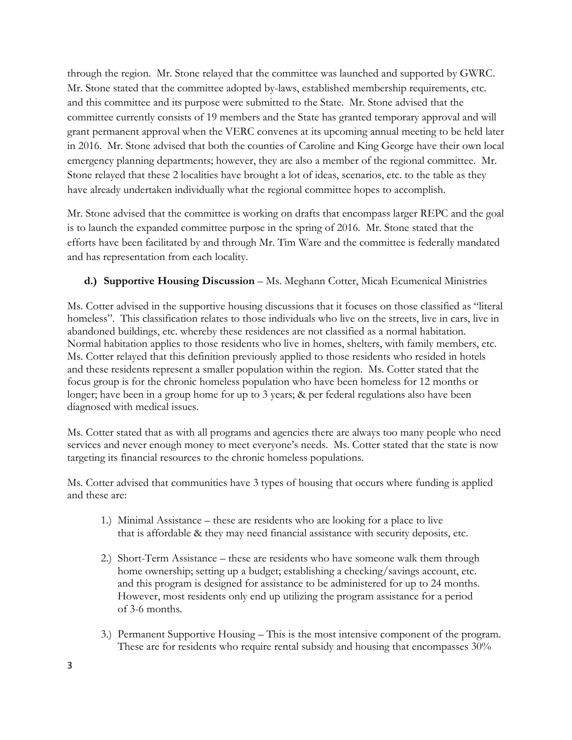through the region. Mr. Stone relayed that the committee was launched and supported by GWRC. Mr. Stone stated that the committee adopted by-laws, established membership requirements, etc. and this committee and its purpose were submitted to the State. Mr. Stone advised that the committee currently consists of 19 members and the State has granted temporary approval and will grant permanent approval when the VERC convenes at its upcoming annual meeting to be held later in 2016. Mr. Stone advised that both the counties of Caroline and King George have their own local emergency planning departments; however, they are also a member of the regional committee. Mr. Stone relayed that these 2 localities have brought a lot of ideas, scenarios, etc. to the table as they have already undertaken individually what the regional committee hopes to accomplish.

Mr. Stone advised that the committee is working on drafts that encompass larger REPC and the goal is to launch the expanded committee purpose in the spring of 2016. Mr. Stone stated that the efforts have been facilitated by and through Mr. Tim Ware and the committee is federally mandated and has representation from each locality.

**d.) Supportive Housing Discussion** – Ms. Meghann Cotter, Micah Ecumenical Ministries

Ms. Cotter advised in the supportive housing discussions that it focuses on those classified as "literal homeless". This classification relates to those individuals who live on the streets, live in cars, live in abandoned buildings, etc. whereby these residences are not classified as a normal habitation. Normal habitation applies to those residents who live in homes, shelters, with family members, etc. Ms. Cotter relayed that this definition previously applied to those residents who resided in hotels and these residents represent a smaller population within the region. Ms. Cotter stated that the focus group is for the chronic homeless population who have been homeless for 12 months or longer; have been in a group home for up to 3 years; & per federal regulations also have been diagnosed with medical issues.

Ms. Cotter stated that as with all programs and agencies there are always too many people who need services and never enough money to meet everyone's needs. Ms. Cotter stated that the state is now targeting its financial resources to the chronic homeless populations.

Ms. Cotter advised that communities have 3 types of housing that occurs where funding is applied and these are:

1.) Minimal Assistance – these are residents who are looking for a place to live that is affordable & they may need financial assistance with security deposits, etc.

2.) Short-Term Assistance – these are residents who have someone walk them through home ownership; setting up a budget; establishing a checking/savings account, etc. and this program is designed for assistance to be administered for up to 24 months. However, most residents only end up utilizing the program assistance for a period of 3-6 months.

3.) Permanent Supportive Housing – This is the most intensive component of the program. These are for residents who require rental subsidy and housing that encompasses 30%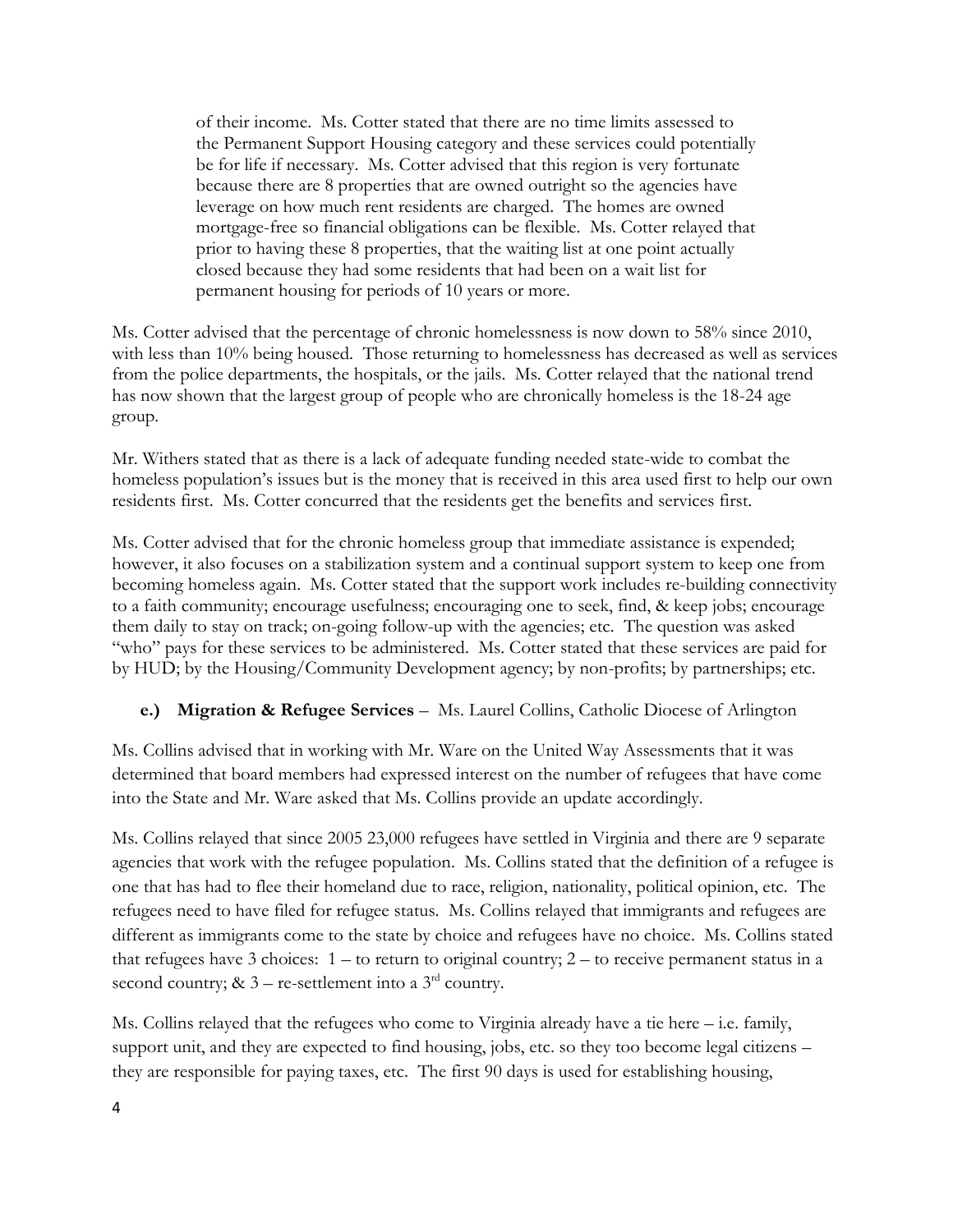of their income. Ms. Cotter stated that there are no time limits assessed to the Permanent Support Housing category and these services could potentially be for life if necessary. Ms. Cotter advised that this region is very fortunate because there are 8 properties that are owned outright so the agencies have leverage on how much rent residents are charged. The homes are owned mortgage-free so financial obligations can be flexible. Ms. Cotter relayed that prior to having these 8 properties, that the waiting list at one point actually closed because they had some residents that had been on a wait list for permanent housing for periods of 10 years or more.

Ms. Cotter advised that the percentage of chronic homelessness is now down to 58% since 2010, with less than 10% being housed. Those returning to homelessness has decreased as well as services from the police departments, the hospitals, or the jails. Ms. Cotter relayed that the national trend has now shown that the largest group of people who are chronically homeless is the 18-24 age group.

Mr. Withers stated that as there is a lack of adequate funding needed state-wide to combat the homeless population's issues but is the money that is received in this area used first to help our own residents first. Ms. Cotter concurred that the residents get the benefits and services first.

Ms. Cotter advised that for the chronic homeless group that immediate assistance is expended; however, it also focuses on a stabilization system and a continual support system to keep one from becoming homeless again. Ms. Cotter stated that the support work includes re-building connectivity to a faith community; encourage usefulness; encouraging one to seek, find, & keep jobs; encourage them daily to stay on track; on-going follow-up with the agencies; etc. The question was asked "who" pays for these services to be administered. Ms. Cotter stated that these services are paid for by HUD; by the Housing/Community Development agency; by non-profits; by partnerships; etc.

**e.) Migration & Refugee Services** – Ms. Laurel Collins, Catholic Diocese of Arlington

Ms. Collins advised that in working with Mr. Ware on the United Way Assessments that it was determined that board members had expressed interest on the number of refugees that have come into the State and Mr. Ware asked that Ms. Collins provide an update accordingly.

Ms. Collins relayed that since 2005 23,000 refugees have settled in Virginia and there are 9 separate agencies that work with the refugee population. Ms. Collins stated that the definition of a refugee is one that has had to flee their homeland due to race, religion, nationality, political opinion, etc. The refugees need to have filed for refugee status. Ms. Collins relayed that immigrants and refugees are different as immigrants come to the state by choice and refugees have no choice. Ms. Collins stated that refugees have 3 choices: 1 – to return to original country; 2 – to receive permanent status in a second country; & 3 – re-settlement into a 3rd country.

Ms. Collins relayed that the refugees who come to Virginia already have a tie here – i.e. family, support unit, and they are expected to find housing, jobs, etc. so they too become legal citizens – they are responsible for paying taxes, etc. The first 90 days is used for establishing housing,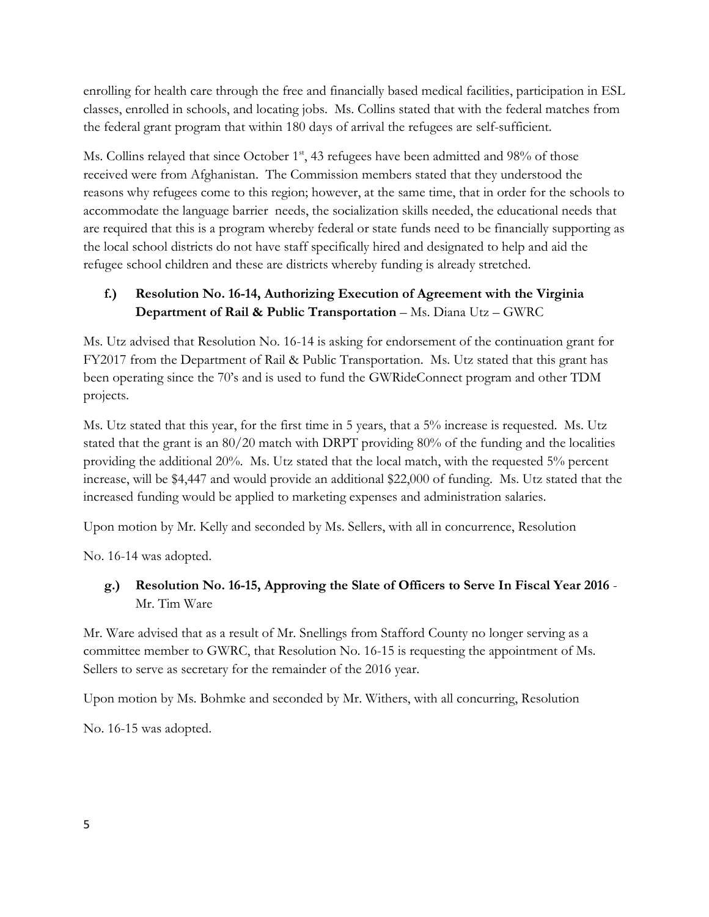enrolling for health care through the free and financially based medical facilities, participation in ESL classes, enrolled in schools, and locating jobs. Ms. Collins stated that with the federal matches from the federal grant program that within 180 days of arrival the refugees are self-sufficient.

Ms. Collins relayed that since October 1st, 43 refugees have been admitted and 98% of those received were from Afghanistan. The Commission members stated that they understood the reasons why refugees come to this region; however, at the same time, that in order for the schools to accommodate the language barrier needs, the socialization skills needed, the educational needs that are required that this is a program whereby federal or state funds need to be financially supporting as the local school districts do not have staff specifically hired and designated to help and aid the refugee school children and these are districts whereby funding is already stretched.

### f.) Resolution No. 16-14, Authorizing Execution of Agreement with the Virginia Department of Rail & Public Transportation – Ms. Diana Utz – GWRC

Ms. Utz advised that Resolution No. 16-14 is asking for endorsement of the continuation grant for FY2017 from the Department of Rail & Public Transportation. Ms. Utz stated that this grant has been operating since the 70's and is used to fund the GWRideConnect program and other TDM projects.

Ms. Utz stated that this year, for the first time in 5 years, that a 5% increase is requested. Ms. Utz stated that the grant is an 80/20 match with DRPT providing 80% of the funding and the localities providing the additional 20%. Ms. Utz stated that the local match, with the requested 5% percent increase, will be $4,447 and would provide an additional $22,000 of funding. Ms. Utz stated that the increased funding would be applied to marketing expenses and administration salaries.

Upon motion by Mr. Kelly and seconded by Ms. Sellers, with all in concurrence, Resolution

No. 16-14 was adopted.

### g.) Resolution No. 16-15, Approving the Slate of Officers to Serve In Fiscal Year 2016 - Mr. Tim Ware

Mr. Ware advised that as a result of Mr. Snellings from Stafford County no longer serving as a committee member to GWRC, that Resolution No. 16-15 is requesting the appointment of Ms. Sellers to serve as secretary for the remainder of the 2016 year.

Upon motion by Ms. Bohmke and seconded by Mr. Withers, with all concurring, Resolution

No. 16-15 was adopted.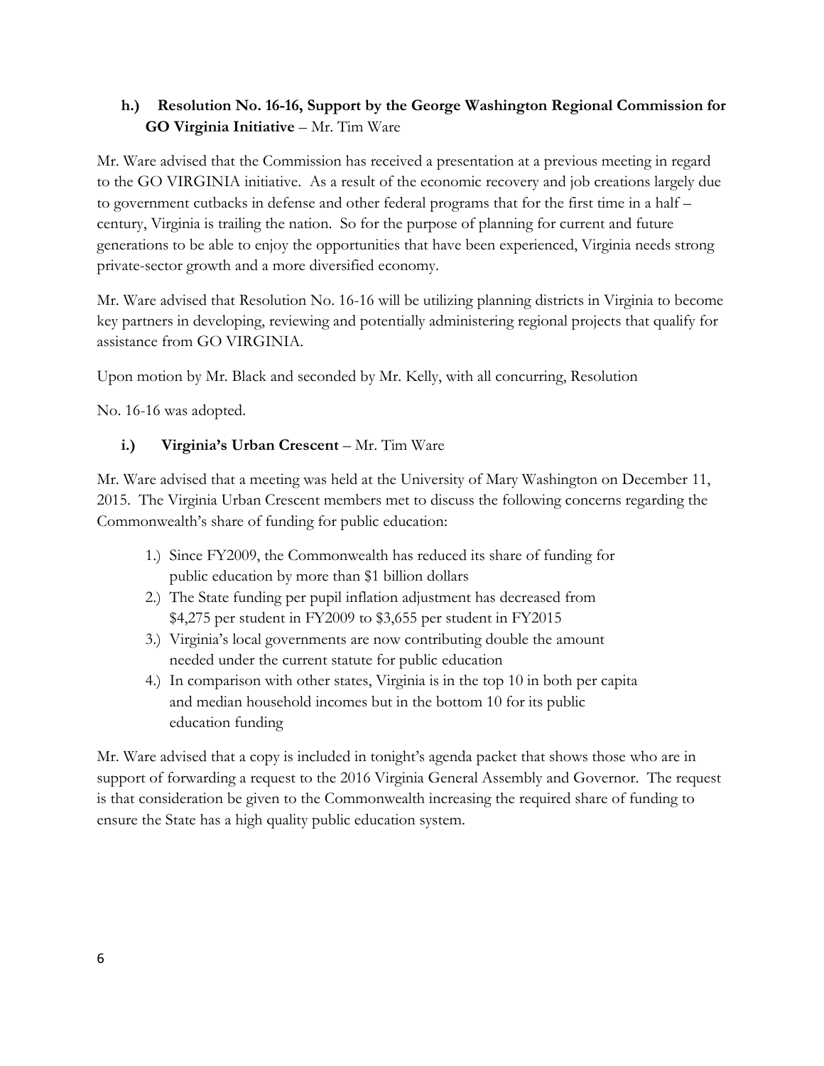**h.) Resolution No. 16-16, Support by the George Washington Regional Commission for GO Virginia Initiative** – Mr. Tim Ware

Mr. Ware advised that the Commission has received a presentation at a previous meeting in regard to the GO VIRGINIA initiative. As a result of the economic recovery and job creations largely due to government cutbacks in defense and other federal programs that for the first time in a half – century, Virginia is trailing the nation. So for the purpose of planning for current and future generations to be able to enjoy the opportunities that have been experienced, Virginia needs strong private-sector growth and a more diversified economy.

Mr. Ware advised that Resolution No. 16-16 will be utilizing planning districts in Virginia to become key partners in developing, reviewing and potentially administering regional projects that qualify for assistance from GO VIRGINIA.

Upon motion by Mr. Black and seconded by Mr. Kelly, with all concurring, Resolution

No. 16-16 was adopted.

**i.) Virginia's Urban Crescent** – Mr. Tim Ware

Mr. Ware advised that a meeting was held at the University of Mary Washington on December 11, 2015. The Virginia Urban Crescent members met to discuss the following concerns regarding the Commonwealth's share of funding for public education:

1.) Since FY2009, the Commonwealth has reduced its share of funding for public education by more than $1 billion dollars
2.) The State funding per pupil inflation adjustment has decreased from $4,275 per student in FY2009 to $3,655 per student in FY2015
3.) Virginia's local governments are now contributing double the amount needed under the current statute for public education
4.) In comparison with other states, Virginia is in the top 10 in both per capita and median household incomes but in the bottom 10 for its public education funding

Mr. Ware advised that a copy is included in tonight's agenda packet that shows those who are in support of forwarding a request to the 2016 Virginia General Assembly and Governor. The request is that consideration be given to the Commonwealth increasing the required share of funding to ensure the State has a high quality public education system.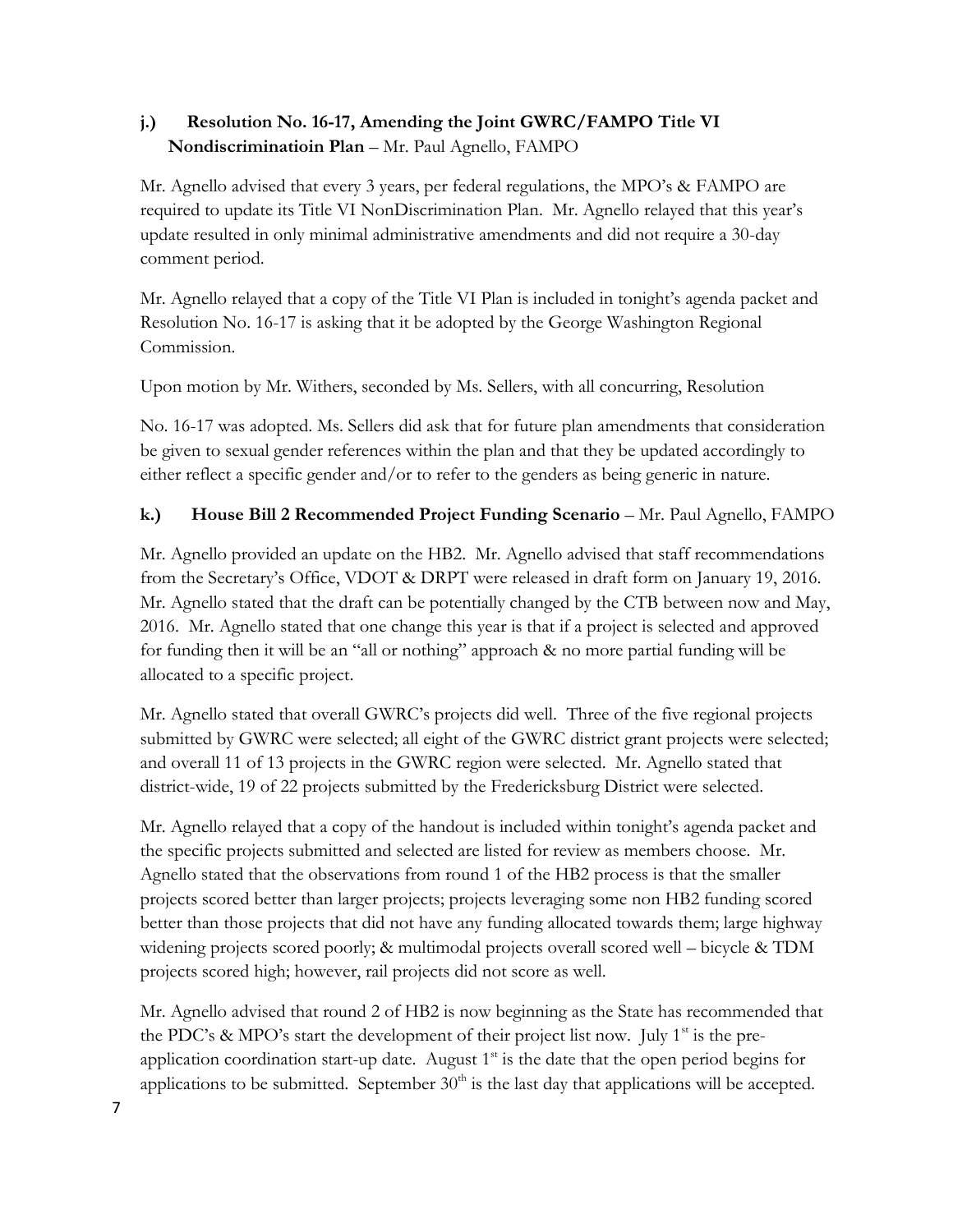**j.) Resolution No. 16-17, Amending the Joint GWRC/FAMPO Title VI Nondiscriminatioin Plan** – Mr. Paul Agnello, FAMPO

Mr. Agnello advised that every 3 years, per federal regulations, the MPO's & FAMPO are required to update its Title VI NonDiscrimination Plan. Mr. Agnello relayed that this year's update resulted in only minimal administrative amendments and did not require a 30-day comment period.

Mr. Agnello relayed that a copy of the Title VI Plan is included in tonight's agenda packet and Resolution No. 16-17 is asking that it be adopted by the George Washington Regional Commission.

Upon motion by Mr. Withers, seconded by Ms. Sellers, with all concurring, Resolution

No. 16-17 was adopted. Ms. Sellers did ask that for future plan amendments that consideration be given to sexual gender references within the plan and that they be updated accordingly to either reflect a specific gender and/or to refer to the genders as being generic in nature.

**k.) House Bill 2 Recommended Project Funding Scenario** – Mr. Paul Agnello, FAMPO

Mr. Agnello provided an update on the HB2. Mr. Agnello advised that staff recommendations from the Secretary's Office, VDOT & DRPT were released in draft form on January 19, 2016. Mr. Agnello stated that the draft can be potentially changed by the CTB between now and May, 2016. Mr. Agnello stated that one change this year is that if a project is selected and approved for funding then it will be an "all or nothing" approach & no more partial funding will be allocated to a specific project.

Mr. Agnello stated that overall GWRC's projects did well. Three of the five regional projects submitted by GWRC were selected; all eight of the GWRC district grant projects were selected; and overall 11 of 13 projects in the GWRC region were selected. Mr. Agnello stated that district-wide, 19 of 22 projects submitted by the Fredericksburg District were selected.

Mr. Agnello relayed that a copy of the handout is included within tonight's agenda packet and the specific projects submitted and selected are listed for review as members choose. Mr. Agnello stated that the observations from round 1 of the HB2 process is that the smaller projects scored better than larger projects; projects leveraging some non HB2 funding scored better than those projects that did not have any funding allocated towards them; large highway widening projects scored poorly; & multimodal projects overall scored well – bicycle & TDM projects scored high; however, rail projects did not score as well.

Mr. Agnello advised that round 2 of HB2 is now beginning as the State has recommended that the PDC's & MPO's start the development of their project list now. July 1st is the pre-application coordination start-up date. August 1st is the date that the open period begins for applications to be submitted. September 30th is the last day that applications will be accepted.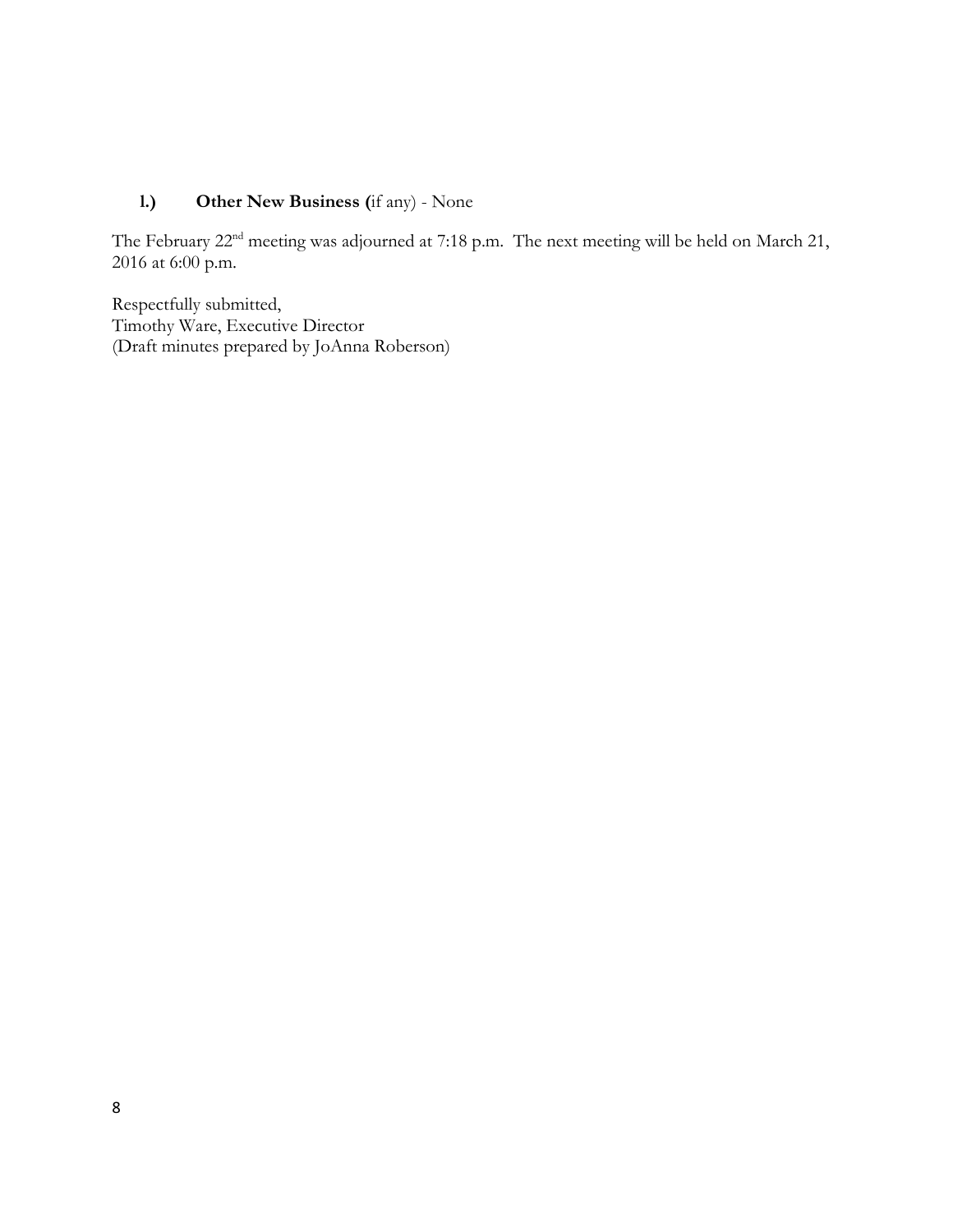**l.) Other New Business (**if any) - None

The February 22nd meeting was adjourned at 7:18 p.m. The next meeting will be held on March 21, 2016 at 6:00 p.m.

Respectfully submitted,
Timothy Ware, Executive Director
(Draft minutes prepared by JoAnna Roberson)